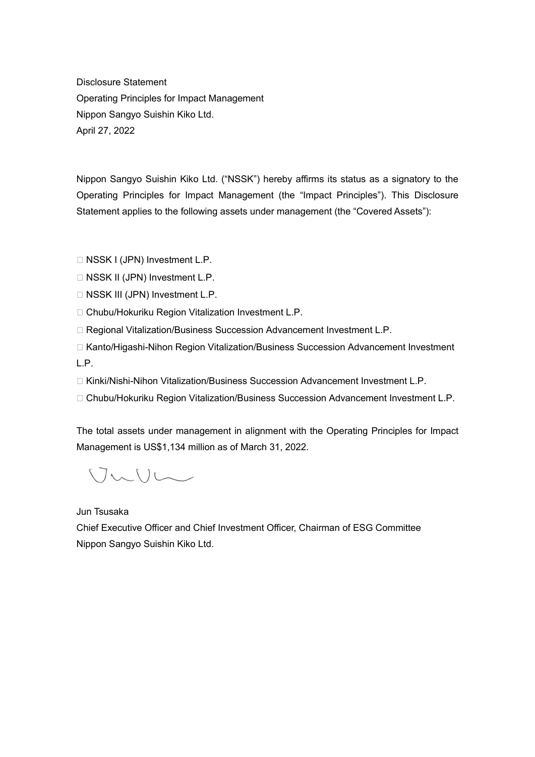Disclosure Statement
Operating Principles for Impact Management
Nippon Sangyo Suishin Kiko Ltd.
April 27, 2022

Nippon Sangyo Suishin Kiko Ltd. ("NSSK") hereby affirms its status as a signatory to the Operating Principles for Impact Management (the "Impact Principles"). This Disclosure Statement applies to the following assets under management (the "Covered Assets"):

- NSSK I (JPN) Investment L.P.
- NSSK II (JPN) Investment L.P.
- NSSK III (JPN) Investment L.P.
- Chubu/Hokuriku Region Vitalization Investment L.P.
- Regional Vitalization/Business Succession Advancement Investment L.P.
- Kanto/Higashi-Nihon Region Vitalization/Business Succession Advancement Investment L.P.
- Kinki/Nishi-Nihon Vitalization/Business Succession Advancement Investment L.P.
- Chubu/Hokuriku Region Vitalization/Business Succession Advancement Investment L.P.

The total assets under management in alignment with the Operating Principles for Impact Management is US$1,134 million as of March 31, 2022.

Jun Tsusaka
Chief Executive Officer and Chief Investment Officer, Chairman of ESG Committee
Nippon Sangyo Suishin Kiko Ltd.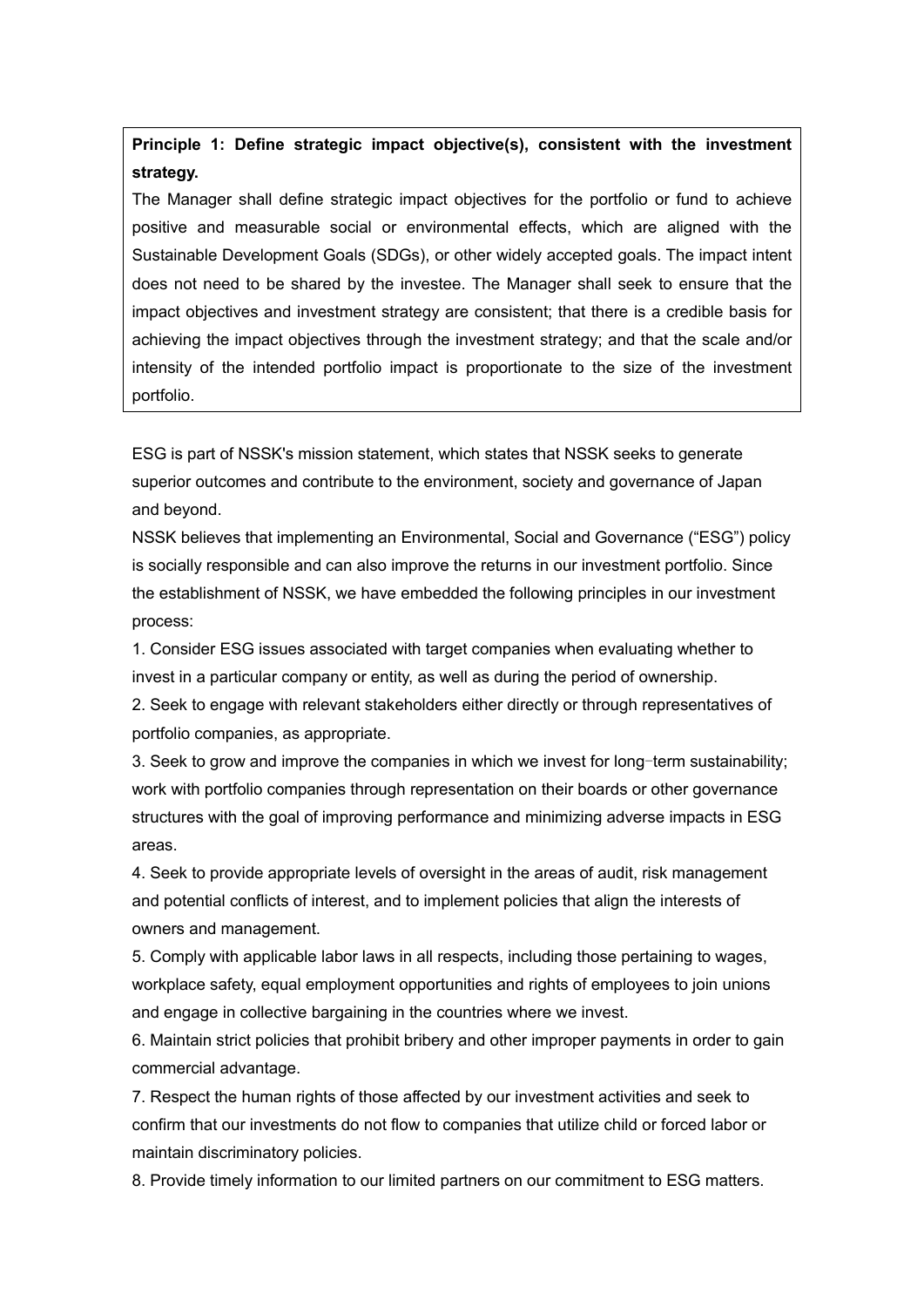**Principle 1: Define strategic impact objective(s), consistent with the investment strategy.**

The Manager shall define strategic impact objectives for the portfolio or fund to achieve positive and measurable social or environmental effects, which are aligned with the Sustainable Development Goals (SDGs), or other widely accepted goals. The impact intent does not need to be shared by the investee. The Manager shall seek to ensure that the impact objectives and investment strategy are consistent; that there is a credible basis for achieving the impact objectives through the investment strategy; and that the scale and/or intensity of the intended portfolio impact is proportionate to the size of the investment portfolio.

ESG is part of NSSK's mission statement, which states that NSSK seeks to generate superior outcomes and contribute to the environment, society and governance of Japan and beyond.

NSSK believes that implementing an Environmental, Social and Governance ("ESG") policy is socially responsible and can also improve the returns in our investment portfolio. Since the establishment of NSSK, we have embedded the following principles in our investment process:

1. Consider ESG issues associated with target companies when evaluating whether to invest in a particular company or entity, as well as during the period of ownership.
2. Seek to engage with relevant stakeholders either directly or through representatives of portfolio companies, as appropriate.
3. Seek to grow and improve the companies in which we invest for long-term sustainability; work with portfolio companies through representation on their boards or other governance structures with the goal of improving performance and minimizing adverse impacts in ESG areas.
4. Seek to provide appropriate levels of oversight in the areas of audit, risk management and potential conflicts of interest, and to implement policies that align the interests of owners and management.
5. Comply with applicable labor laws in all respects, including those pertaining to wages, workplace safety, equal employment opportunities and rights of employees to join unions and engage in collective bargaining in the countries where we invest.
6. Maintain strict policies that prohibit bribery and other improper payments in order to gain commercial advantage.
7. Respect the human rights of those affected by our investment activities and seek to confirm that our investments do not flow to companies that utilize child or forced labor or maintain discriminatory policies.
8. Provide timely information to our limited partners on our commitment to ESG matters.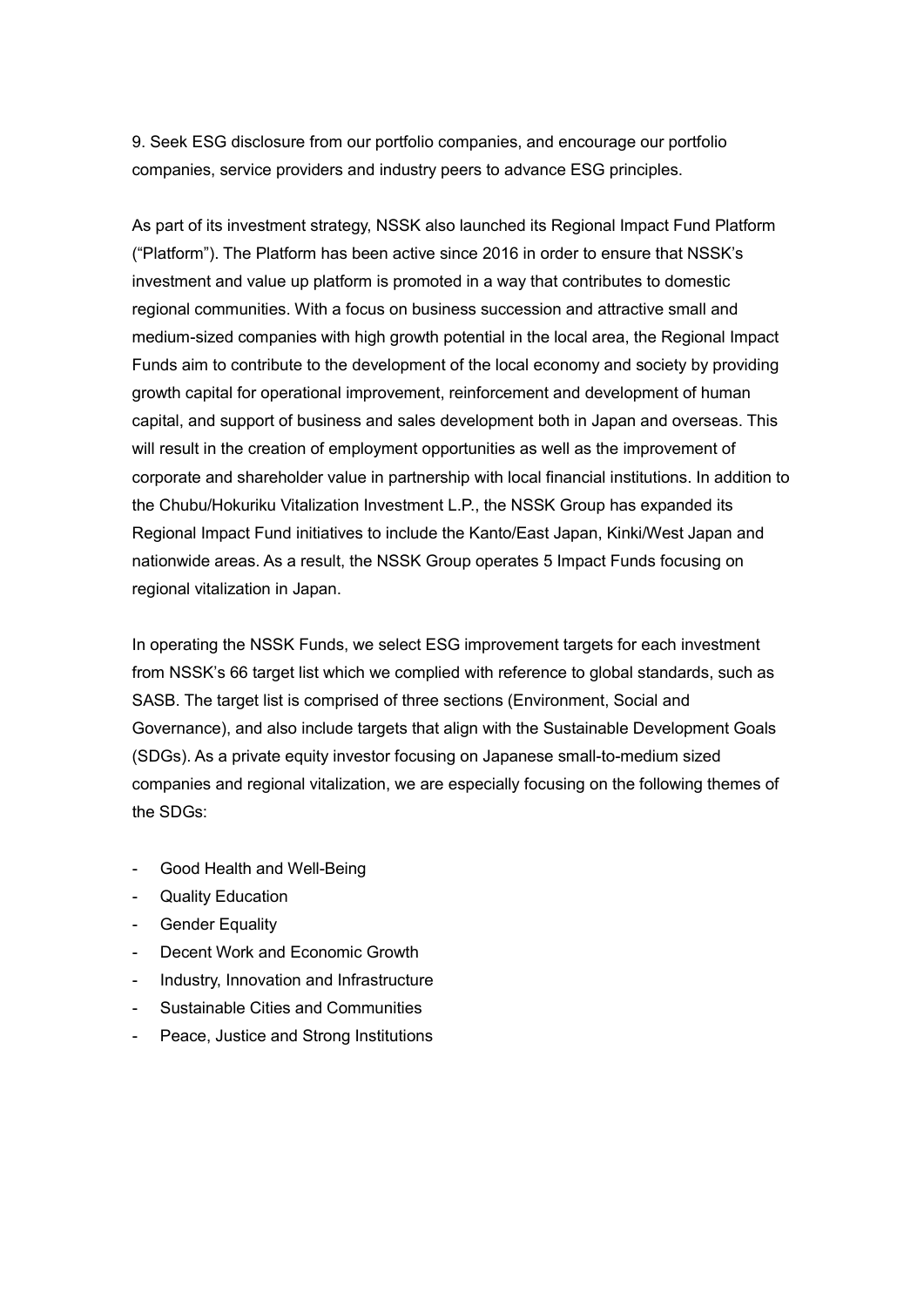9. Seek ESG disclosure from our portfolio companies, and encourage our portfolio companies, service providers and industry peers to advance ESG principles.

As part of its investment strategy, NSSK also launched its Regional Impact Fund Platform ("Platform"). The Platform has been active since 2016 in order to ensure that NSSK's investment and value up platform is promoted in a way that contributes to domestic regional communities. With a focus on business succession and attractive small and medium-sized companies with high growth potential in the local area, the Regional Impact Funds aim to contribute to the development of the local economy and society by providing growth capital for operational improvement, reinforcement and development of human capital, and support of business and sales development both in Japan and overseas. This will result in the creation of employment opportunities as well as the improvement of corporate and shareholder value in partnership with local financial institutions. In addition to the Chubu/Hokuriku Vitalization Investment L.P., the NSSK Group has expanded its Regional Impact Fund initiatives to include the Kanto/East Japan, Kinki/West Japan and nationwide areas. As a result, the NSSK Group operates 5 Impact Funds focusing on regional vitalization in Japan.

In operating the NSSK Funds, we select ESG improvement targets for each investment from NSSK's 66 target list which we complied with reference to global standards, such as SASB. The target list is comprised of three sections (Environment, Social and Governance), and also include targets that align with the Sustainable Development Goals (SDGs). As a private equity investor focusing on Japanese small-to-medium sized companies and regional vitalization, we are especially focusing on the following themes of the SDGs:

- Good Health and Well-Being
- Quality Education
- Gender Equality
- Decent Work and Economic Growth
- Industry, Innovation and Infrastructure
- Sustainable Cities and Communities
- Peace, Justice and Strong Institutions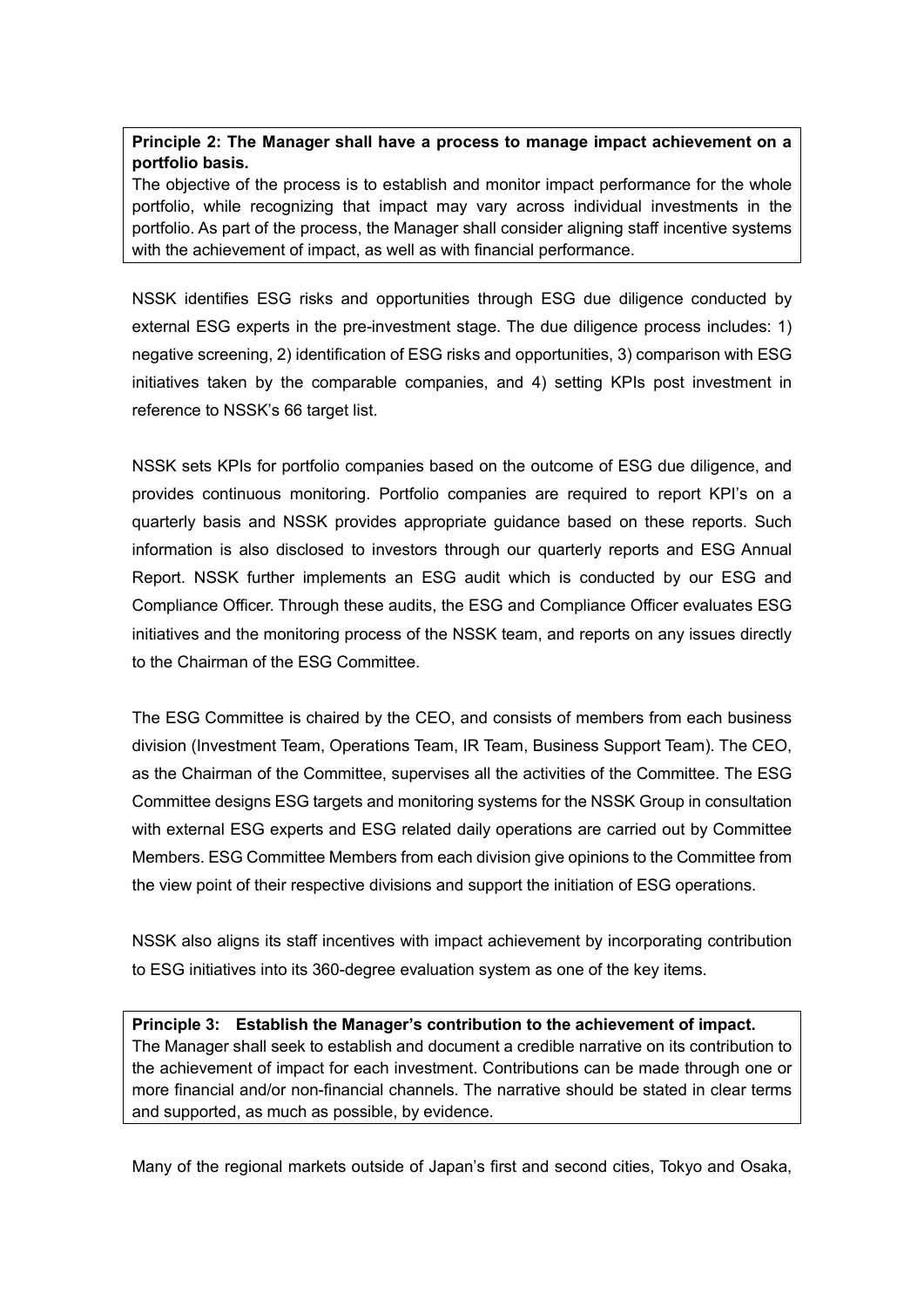**Principle 2: The Manager shall have a process to manage impact achievement on a portfolio basis.**

The objective of the process is to establish and monitor impact performance for the whole portfolio, while recognizing that impact may vary across individual investments in the portfolio. As part of the process, the Manager shall consider aligning staff incentive systems with the achievement of impact, as well as with financial performance.

NSSK identifies ESG risks and opportunities through ESG due diligence conducted by external ESG experts in the pre-investment stage. The due diligence process includes: 1) negative screening, 2) identification of ESG risks and opportunities, 3) comparison with ESG initiatives taken by the comparable companies, and 4) setting KPIs post investment in reference to NSSK's 66 target list.

NSSK sets KPIs for portfolio companies based on the outcome of ESG due diligence, and provides continuous monitoring. Portfolio companies are required to report KPI's on a quarterly basis and NSSK provides appropriate guidance based on these reports. Such information is also disclosed to investors through our quarterly reports and ESG Annual Report. NSSK further implements an ESG audit which is conducted by our ESG and Compliance Officer. Through these audits, the ESG and Compliance Officer evaluates ESG initiatives and the monitoring process of the NSSK team, and reports on any issues directly to the Chairman of the ESG Committee.

The ESG Committee is chaired by the CEO, and consists of members from each business division (Investment Team, Operations Team, IR Team, Business Support Team). The CEO, as the Chairman of the Committee, supervises all the activities of the Committee. The ESG Committee designs ESG targets and monitoring systems for the NSSK Group in consultation with external ESG experts and ESG related daily operations are carried out by Committee Members. ESG Committee Members from each division give opinions to the Committee from the view point of their respective divisions and support the initiation of ESG operations.

NSSK also aligns its staff incentives with impact achievement by incorporating contribution to ESG initiatives into its 360-degree evaluation system as one of the key items.

**Principle 3: Establish the Manager's contribution to the achievement of impact.**

The Manager shall seek to establish and document a credible narrative on its contribution to the achievement of impact for each investment. Contributions can be made through one or more financial and/or non-financial channels. The narrative should be stated in clear terms and supported, as much as possible, by evidence.

Many of the regional markets outside of Japan's first and second cities, Tokyo and Osaka,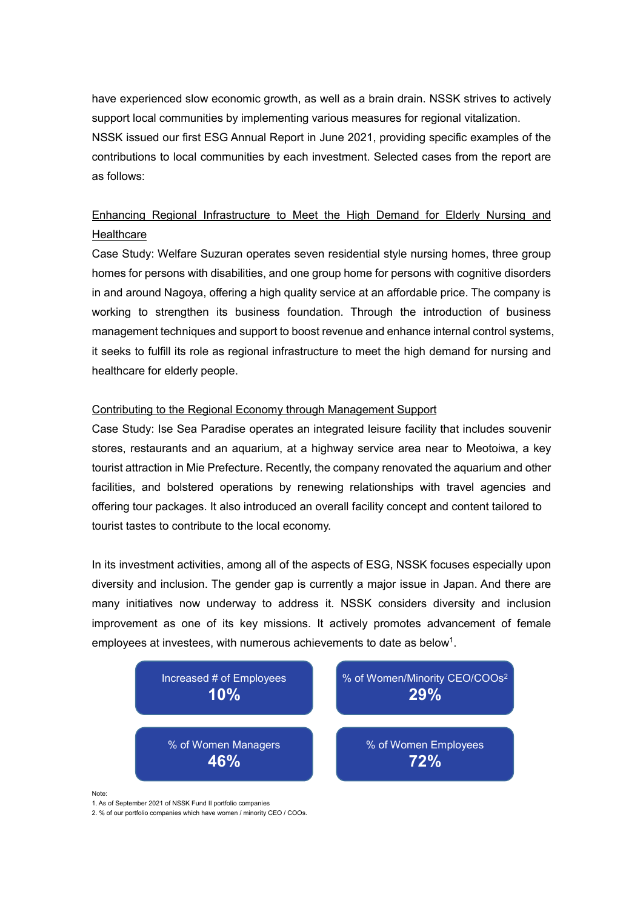have experienced slow economic growth, as well as a brain drain. NSSK strives to actively support local communities by implementing various measures for regional vitalization.
NSSK issued our first ESG Annual Report in June 2021, providing specific examples of the contributions to local communities by each investment. Selected cases from the report are as follows:

Enhancing Regional Infrastructure to Meet the High Demand for Elderly Nursing and Healthcare

Case Study: Welfare Suzuran operates seven residential style nursing homes, three group homes for persons with disabilities, and one group home for persons with cognitive disorders in and around Nagoya, offering a high quality service at an affordable price. The company is working to strengthen its business foundation. Through the introduction of business management techniques and support to boost revenue and enhance internal control systems, it seeks to fulfill its role as regional infrastructure to meet the high demand for nursing and healthcare for elderly people.

Contributing to the Regional Economy through Management Support

Case Study: Ise Sea Paradise operates an integrated leisure facility that includes souvenir stores, restaurants and an aquarium, at a highway service area near to Meotoiwa, a key tourist attraction in Mie Prefecture. Recently, the company renovated the aquarium and other facilities, and bolstered operations by renewing relationships with travel agencies and offering tour packages. It also introduced an overall facility concept and content tailored to tourist tastes to contribute to the local economy.

In its investment activities, among all of the aspects of ESG, NSSK focuses especially upon diversity and inclusion. The gender gap is currently a major issue in Japan. And there are many initiatives now underway to address it. NSSK considers diversity and inclusion improvement as one of its key missions. It actively promotes advancement of female employees at investees, with numerous achievements to date as below[1].

| Increased # of Employees | % of Women/Minority CEO/COOs[2] |
|---|---|
| **10%** | **29%** |

| % of Women Managers | % of Women Employees |
|---|---|
| **46%** | **72%** |

Note:
1. As of September 2021 of NSSK Fund II portfolio companies
2. % of our portfolio companies which have women / minority CEO / COOs.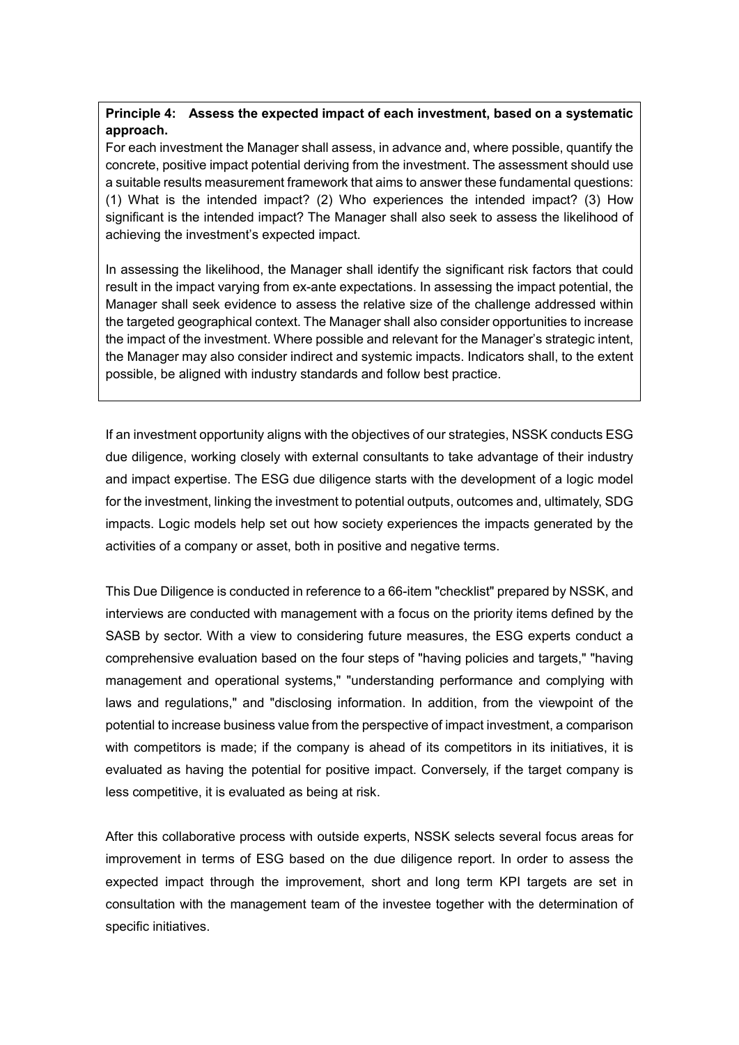**Principle 4: Assess the expected impact of each investment, based on a systematic approach.**

For each investment the Manager shall assess, in advance and, where possible, quantify the concrete, positive impact potential deriving from the investment. The assessment should use a suitable results measurement framework that aims to answer these fundamental questions: (1) What is the intended impact? (2) Who experiences the intended impact? (3) How significant is the intended impact? The Manager shall also seek to assess the likelihood of achieving the investment's expected impact.

In assessing the likelihood, the Manager shall identify the significant risk factors that could result in the impact varying from ex-ante expectations. In assessing the impact potential, the Manager shall seek evidence to assess the relative size of the challenge addressed within the targeted geographical context. The Manager shall also consider opportunities to increase the impact of the investment. Where possible and relevant for the Manager's strategic intent, the Manager may also consider indirect and systemic impacts. Indicators shall, to the extent possible, be aligned with industry standards and follow best practice.

If an investment opportunity aligns with the objectives of our strategies, NSSK conducts ESG due diligence, working closely with external consultants to take advantage of their industry and impact expertise. The ESG due diligence starts with the development of a logic model for the investment, linking the investment to potential outputs, outcomes and, ultimately, SDG impacts. Logic models help set out how society experiences the impacts generated by the activities of a company or asset, both in positive and negative terms.

This Due Diligence is conducted in reference to a 66-item "checklist" prepared by NSSK, and interviews are conducted with management with a focus on the priority items defined by the SASB by sector. With a view to considering future measures, the ESG experts conduct a comprehensive evaluation based on the four steps of "having policies and targets," "having management and operational systems," "understanding performance and complying with laws and regulations," and "disclosing information. In addition, from the viewpoint of the potential to increase business value from the perspective of impact investment, a comparison with competitors is made; if the company is ahead of its competitors in its initiatives, it is evaluated as having the potential for positive impact. Conversely, if the target company is less competitive, it is evaluated as being at risk.

After this collaborative process with outside experts, NSSK selects several focus areas for improvement in terms of ESG based on the due diligence report. In order to assess the expected impact through the improvement, short and long term KPI targets are set in consultation with the management team of the investee together with the determination of specific initiatives.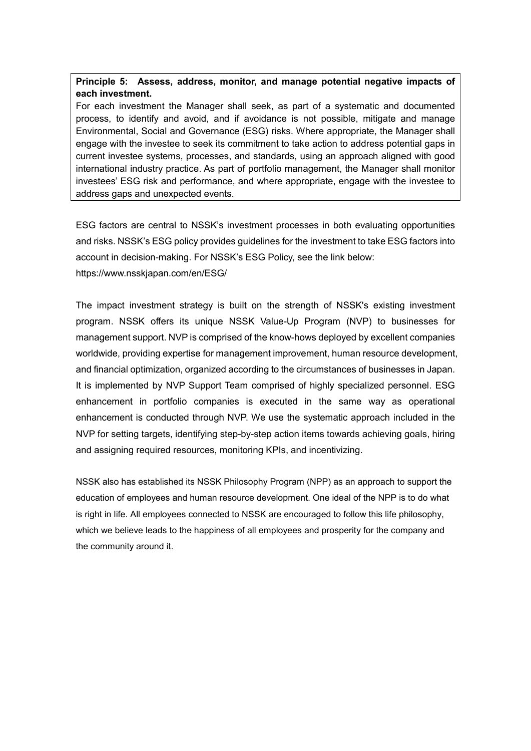**Principle 5: Assess, address, monitor, and manage potential negative impacts of each investment.**

For each investment the Manager shall seek, as part of a systematic and documented process, to identify and avoid, and if avoidance is not possible, mitigate and manage Environmental, Social and Governance (ESG) risks. Where appropriate, the Manager shall engage with the investee to seek its commitment to take action to address potential gaps in current investee systems, processes, and standards, using an approach aligned with good international industry practice. As part of portfolio management, the Manager shall monitor investees' ESG risk and performance, and where appropriate, engage with the investee to address gaps and unexpected events.

ESG factors are central to NSSK's investment processes in both evaluating opportunities and risks. NSSK's ESG policy provides guidelines for the investment to take ESG factors into account in decision-making. For NSSK's ESG Policy, see the link below:
https://www.nsskjapan.com/en/ESG/

The impact investment strategy is built on the strength of NSSK's existing investment program. NSSK offers its unique NSSK Value-Up Program (NVP) to businesses for management support. NVP is comprised of the know-hows deployed by excellent companies worldwide, providing expertise for management improvement, human resource development, and financial optimization, organized according to the circumstances of businesses in Japan. It is implemented by NVP Support Team comprised of highly specialized personnel. ESG enhancement in portfolio companies is executed in the same way as operational enhancement is conducted through NVP. We use the systematic approach included in the NVP for setting targets, identifying step-by-step action items towards achieving goals, hiring and assigning required resources, monitoring KPIs, and incentivizing.

NSSK also has established its NSSK Philosophy Program (NPP) as an approach to support the education of employees and human resource development. One ideal of the NPP is to do what is right in life. All employees connected to NSSK are encouraged to follow this life philosophy, which we believe leads to the happiness of all employees and prosperity for the company and the community around it.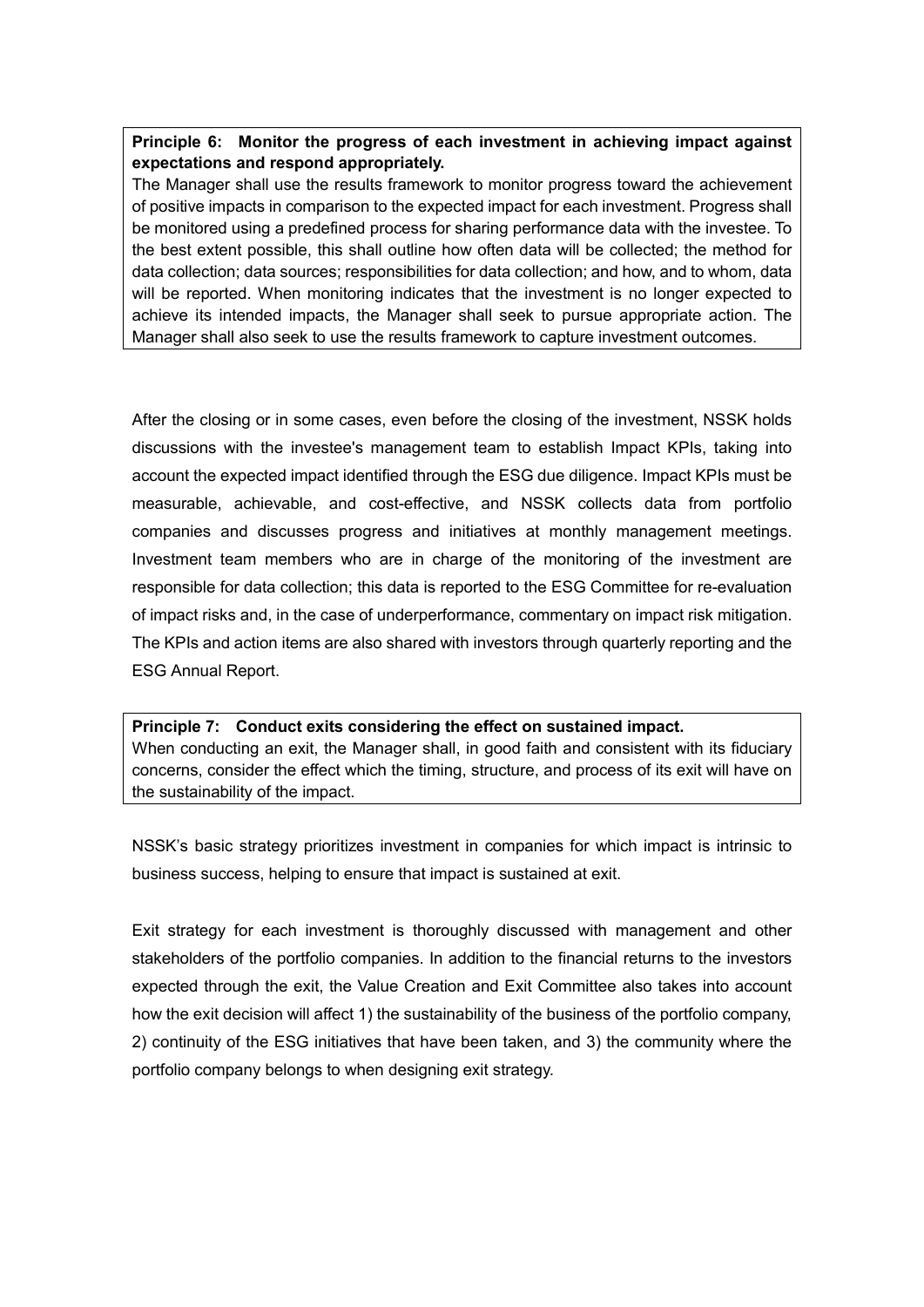**Principle 6: Monitor the progress of each investment in achieving impact against expectations and respond appropriately.**

The Manager shall use the results framework to monitor progress toward the achievement of positive impacts in comparison to the expected impact for each investment. Progress shall be monitored using a predefined process for sharing performance data with the investee. To the best extent possible, this shall outline how often data will be collected; the method for data collection; data sources; responsibilities for data collection; and how, and to whom, data will be reported. When monitoring indicates that the investment is no longer expected to achieve its intended impacts, the Manager shall seek to pursue appropriate action. The Manager shall also seek to use the results framework to capture investment outcomes.

After the closing or in some cases, even before the closing of the investment, NSSK holds discussions with the investee's management team to establish Impact KPIs, taking into account the expected impact identified through the ESG due diligence. Impact KPIs must be measurable, achievable, and cost-effective, and NSSK collects data from portfolio companies and discusses progress and initiatives at monthly management meetings. Investment team members who are in charge of the monitoring of the investment are responsible for data collection; this data is reported to the ESG Committee for re-evaluation of impact risks and, in the case of underperformance, commentary on impact risk mitigation. The KPIs and action items are also shared with investors through quarterly reporting and the ESG Annual Report.

**Principle 7: Conduct exits considering the effect on sustained impact.**

When conducting an exit, the Manager shall, in good faith and consistent with its fiduciary concerns, consider the effect which the timing, structure, and process of its exit will have on the sustainability of the impact.

NSSK's basic strategy prioritizes investment in companies for which impact is intrinsic to business success, helping to ensure that impact is sustained at exit.

Exit strategy for each investment is thoroughly discussed with management and other stakeholders of the portfolio companies. In addition to the financial returns to the investors expected through the exit, the Value Creation and Exit Committee also takes into account how the exit decision will affect 1) the sustainability of the business of the portfolio company, 2) continuity of the ESG initiatives that have been taken, and 3) the community where the portfolio company belongs to when designing exit strategy.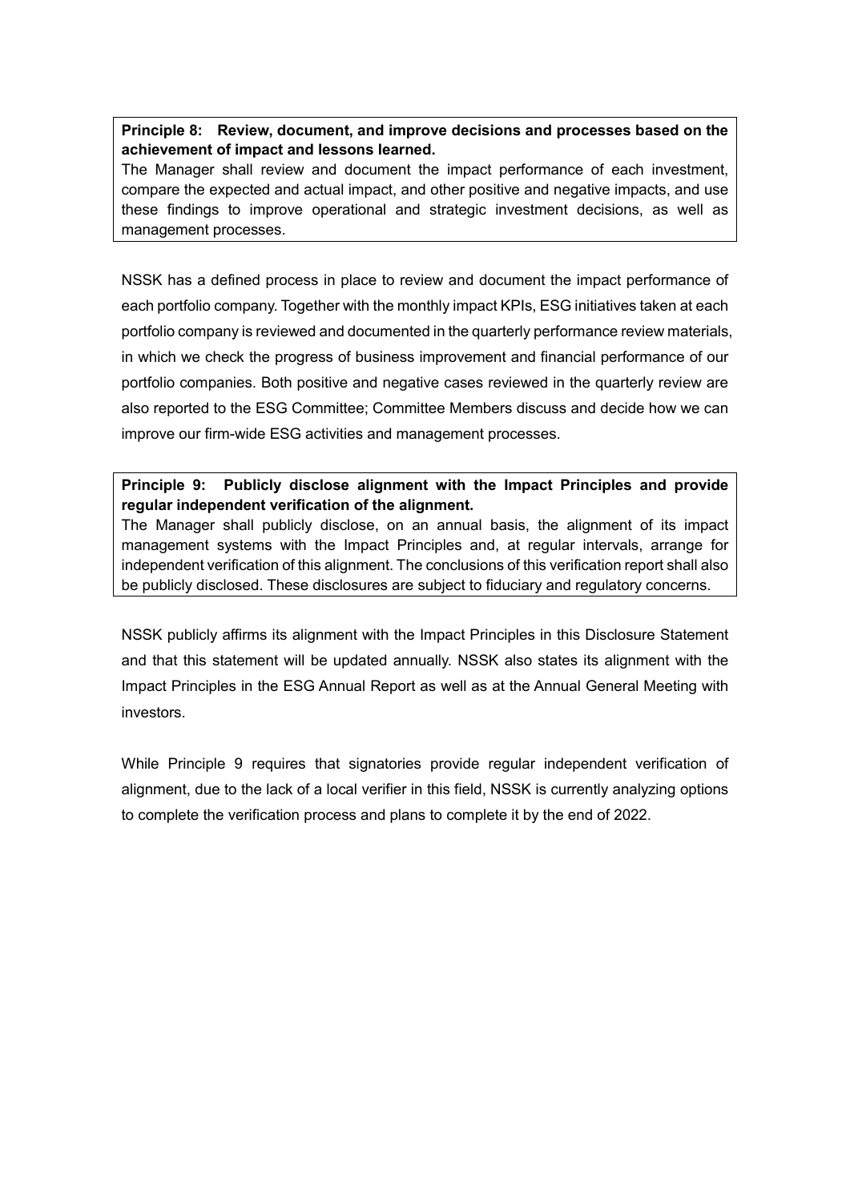**Principle 8: Review, document, and improve decisions and processes based on the achievement of impact and lessons learned.**

The Manager shall review and document the impact performance of each investment, compare the expected and actual impact, and other positive and negative impacts, and use these findings to improve operational and strategic investment decisions, as well as management processes.

NSSK has a defined process in place to review and document the impact performance of each portfolio company. Together with the monthly impact KPIs, ESG initiatives taken at each portfolio company is reviewed and documented in the quarterly performance review materials, in which we check the progress of business improvement and financial performance of our portfolio companies. Both positive and negative cases reviewed in the quarterly review are also reported to the ESG Committee; Committee Members discuss and decide how we can improve our firm-wide ESG activities and management processes.

**Principle 9: Publicly disclose alignment with the Impact Principles and provide regular independent verification of the alignment.**

The Manager shall publicly disclose, on an annual basis, the alignment of its impact management systems with the Impact Principles and, at regular intervals, arrange for independent verification of this alignment. The conclusions of this verification report shall also be publicly disclosed. These disclosures are subject to fiduciary and regulatory concerns.

NSSK publicly affirms its alignment with the Impact Principles in this Disclosure Statement and that this statement will be updated annually. NSSK also states its alignment with the Impact Principles in the ESG Annual Report as well as at the Annual General Meeting with investors.

While Principle 9 requires that signatories provide regular independent verification of alignment, due to the lack of a local verifier in this field, NSSK is currently analyzing options to complete the verification process and plans to complete it by the end of 2022.